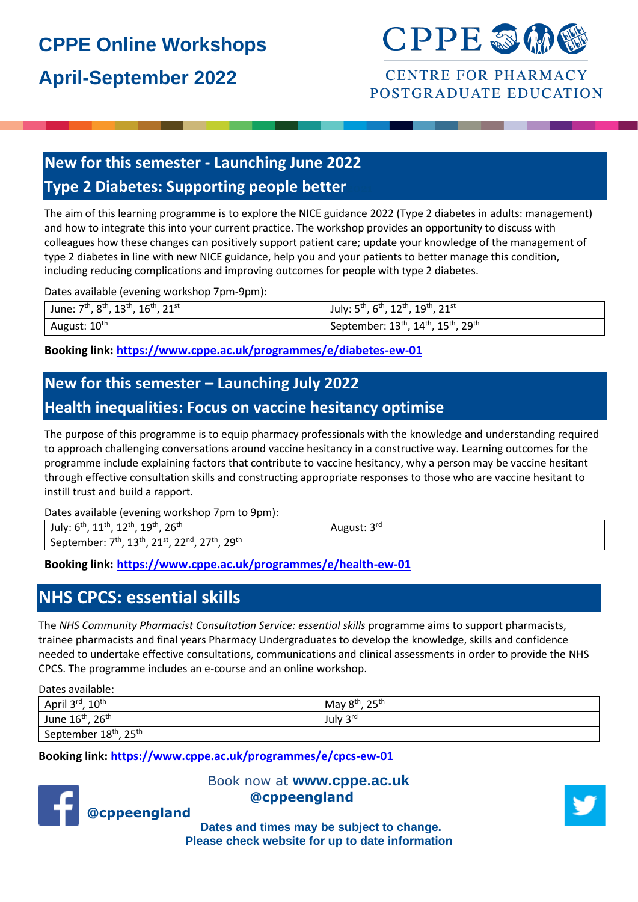# CPPE Online Workshops

# April-September 2022

CPPE

CENTRE FOR PHARMACY POSTGRADUATE EDUCATION

## New for this semester - Launching June 2022
## Type 2 Diabetes: Supporting people better

The aim of this learning programme is to explore the NICE guidance 2022 (Type 2 diabetes in adults: management) and how to integrate this into your current practice. The workshop provides an opportunity to discuss with colleagues how these changes can positively support patient care; update your knowledge of the management of type 2 diabetes in line with new NICE guidance, help you and your patients to better manage this condition, including reducing complications and improving outcomes for people with type 2 diabetes.

Dates available (evening workshop 7pm-9pm):

| | |
|---|---|
| June: 7th, 8th, 13th, 16th, 21st | July: 5th, 6th, 12th, 19th, 21st |
| August: 10th | September: 13th, 14th, 15th, 29th |

**Booking link: [https://www.cppe.ac.uk/programmes/e/diabetes-ew-01](https://www.cppe.ac.uk/programmes/e/diabetes-ew-01)**

## New for this semester – Launching July 2022
## Health inequalities: Focus on vaccine hesitancy optimise

The purpose of this programme is to equip pharmacy professionals with the knowledge and understanding required to approach challenging conversations around vaccine hesitancy in a constructive way. Learning outcomes for the programme include explaining factors that contribute to vaccine hesitancy, why a person may be vaccine hesitant through effective consultation skills and constructing appropriate responses to those who are vaccine hesitant to instill trust and build a rapport.

Dates available (evening workshop 7pm to 9pm):

| | |
|---|---|
| July: 6th, 11th, 12th, 19th, 26th | August: 3rd |
| September: 7th, 13th, 21st, 22nd, 27th, 29th | |

**Booking link: [https://www.cppe.ac.uk/programmes/e/health-ew-01](https://www.cppe.ac.uk/programmes/e/health-ew-01)**

## NHS CPCS: essential skills

The *NHS Community Pharmacist Consultation Service: essential skills* programme aims to support pharmacists, trainee pharmacists and final years Pharmacy Undergraduates to develop the knowledge, skills and confidence needed to undertake effective consultations, communications and clinical assessments in order to provide the NHS CPCS. The programme includes an e-course and an online workshop.

Dates available:

| | |
|---|---|
| April 3rd, 10th | May 8th, 25th |
| June 16th, 26th | July 3rd |
| September 18th, 25th | |

**Booking link: [https://www.cppe.ac.uk/programmes/e/cpcs-ew-01](https://www.cppe.ac.uk/programmes/e/cpcs-ew-01)**

Book now at **www.cppe.ac.uk**

**@cppeengland**

**@cppeengland**

**Dates and times may be subject to change.**
**Please check website for up to date information**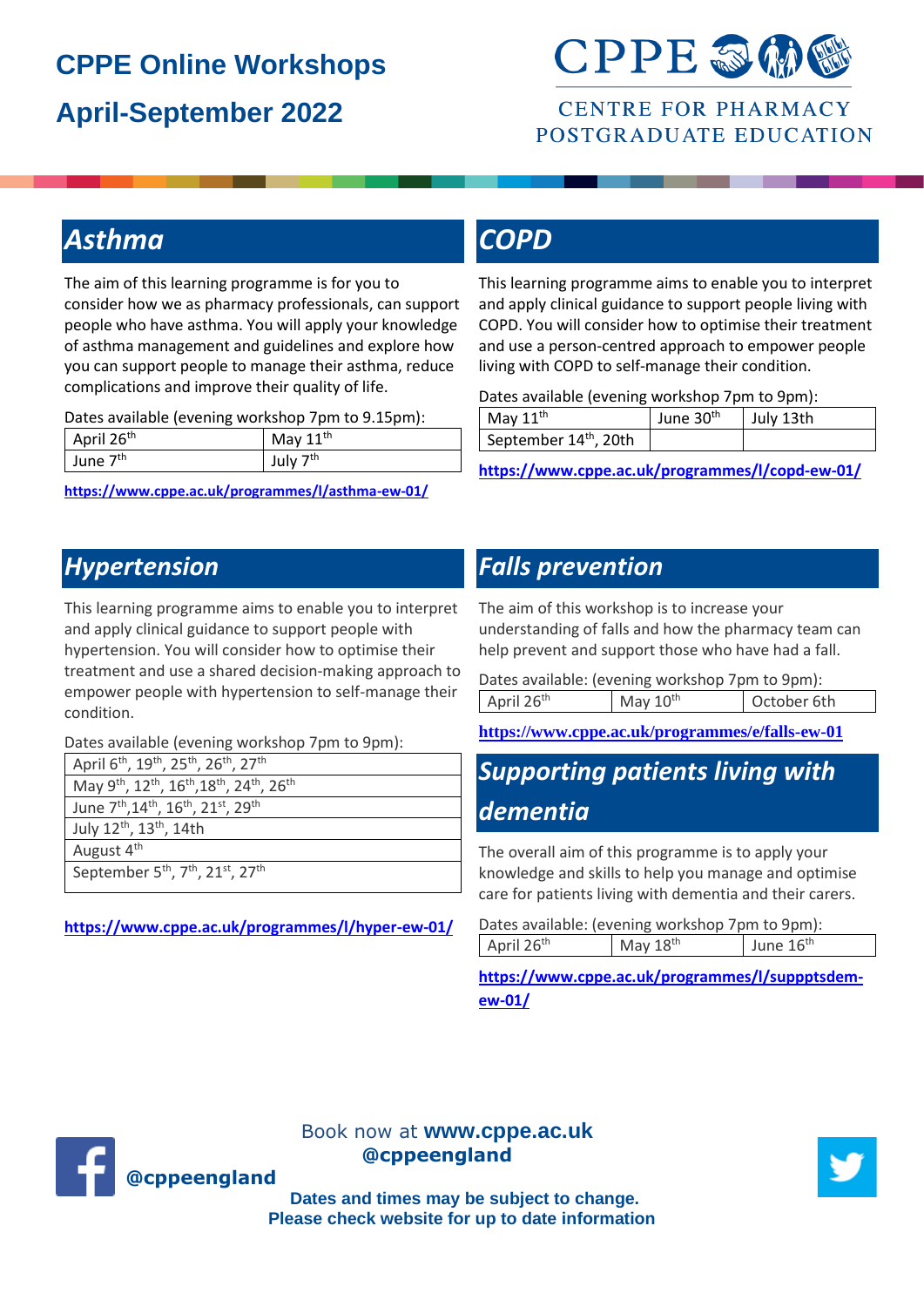# CPPE Online Workshops

# April-September 2022

CPPE

CENTRE FOR PHARMACY POSTGRADUATE EDUCATION

## Asthma

The aim of this learning programme is for you to consider how we as pharmacy professionals, can support people who have asthma. You will apply your knowledge of asthma management and guidelines and explore how you can support people to manage their asthma, reduce complications and improve their quality of life.

Dates available (evening workshop 7pm to 9.15pm):

| April 26th | May 11th |
|---|---|
| June 7th | July 7th |

**https://www.cppe.ac.uk/programmes/l/asthma-ew-01/**

## COPD

This learning programme aims to enable you to interpret and apply clinical guidance to support people living with COPD. You will consider how to optimise their treatment and use a person-centred approach to empower people living with COPD to self-manage their condition.

Dates available (evening workshop 7pm to 9pm):

| May 11th | June 30th | July 13th |
|---|---|---|
| September 14th, 20th | | |

**https://www.cppe.ac.uk/programmes/l/copd-ew-01/**

## Hypertension

This learning programme aims to enable you to interpret and apply clinical guidance to support people with hypertension. You will consider how to optimise their treatment and use a shared decision-making approach to empower people with hypertension to self-manage their condition.

Dates available (evening workshop 7pm to 9pm):

| |
|---|
| April 6th, 19th, 25th, 26th, 27th |
| May 9th, 12th, 16th, 18th, 24th, 26th |
| June 7th, 14th, 16th, 21st, 29th |
| July 12th, 13th, 14th |
| August 4th |
| September 5th, 7th, 21st, 27th |

**https://www.cppe.ac.uk/programmes/l/hyper-ew-01/**

## Falls prevention

The aim of this workshop is to increase your understanding of falls and how the pharmacy team can help prevent and support those who have had a fall.

Dates available: (evening workshop 7pm to 9pm):

| April 26th | May 10th | October 6th |
|---|---|---|

**https://www.cppe.ac.uk/programmes/e/falls-ew-01**

## Supporting patients living with dementia

The overall aim of this programme is to apply your knowledge and skills to help you manage and optimise care for patients living with dementia and their carers.

Dates available: (evening workshop 7pm to 9pm):

| April 26th | May 18th | June 16th |
|---|---|---|

**https://www.cppe.ac.uk/programmes/l/suppptsdem-ew-01/**

Book now at **www.cppe.ac.uk**

**@cppeengland**

**@cppeengland**

**Dates and times may be subject to change.**
**Please check website for up to date information**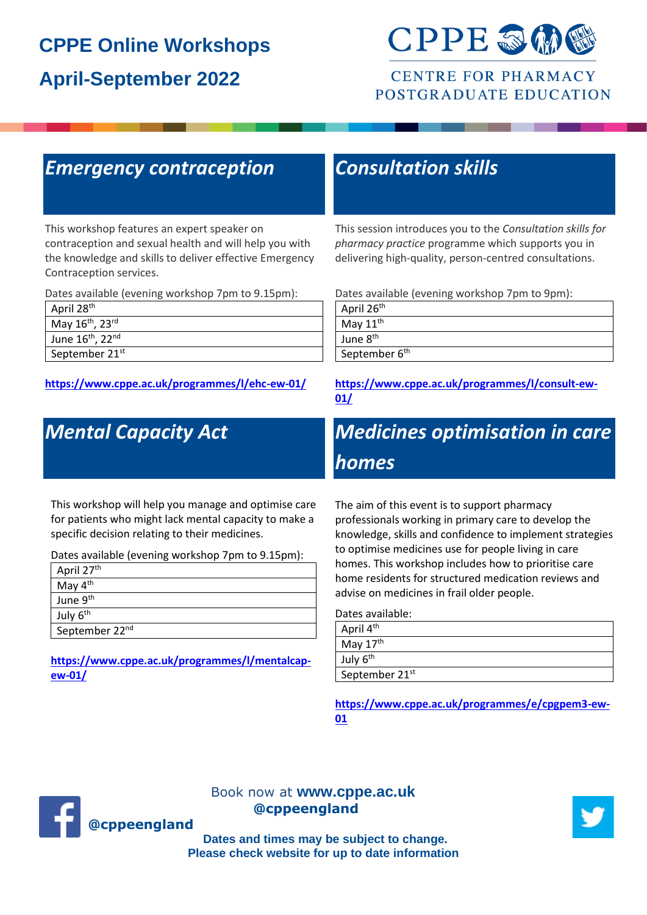# CPPE Online Workshops

# April-September 2022

CPPE

CENTRE FOR PHARMACY POSTGRADUATE EDUCATION

## *Emergency contraception*

This workshop features an expert speaker on contraception and sexual health and will help you with the knowledge and skills to deliver effective Emergency Contraception services.

Dates available (evening workshop 7pm to 9.15pm):

| |
|---|
| April 28th |
| May 16th, 23rd |
| June 16th, 22nd |
| September 21st |

**https://www.cppe.ac.uk/programmes/l/ehc-ew-01/**

## *Consultation skills*

This session introduces you to the *Consultation skills for pharmacy practice* programme which supports you in delivering high-quality, person-centred consultations.

Dates available (evening workshop 7pm to 9pm):

| |
|---|
| April 26th |
| May 11th |
| June 8th |
| September 6th |

**https://www.cppe.ac.uk/programmes/l/consult-ew-01/**

## *Mental Capacity Act*

This workshop will help you manage and optimise care for patients who might lack mental capacity to make a specific decision relating to their medicines.

Dates available (evening workshop 7pm to 9.15pm):

| |
|---|
| April 27th |
| May 4th |
| June 9th |
| July 6th |
| September 22nd |

**https://www.cppe.ac.uk/programmes/l/mentalcap-ew-01/**

## *Medicines optimisation in care homes*

The aim of this event is to support pharmacy professionals working in primary care to develop the knowledge, skills and confidence to implement strategies to optimise medicines use for people living in care homes. This workshop includes how to prioritise care home residents for structured medication reviews and advise on medicines in frail older people.

Dates available:

| |
|---|
| April 4th |
| May 17th |
| July 6th |
| September 21st |

**https://www.cppe.ac.uk/programmes/e/cpgpem3-ew-01**

Book now at **www.cppe.ac.uk**

**@cppeengland**

**@cppeengland**

**Dates and times may be subject to change.**
**Please check website for up to date information**